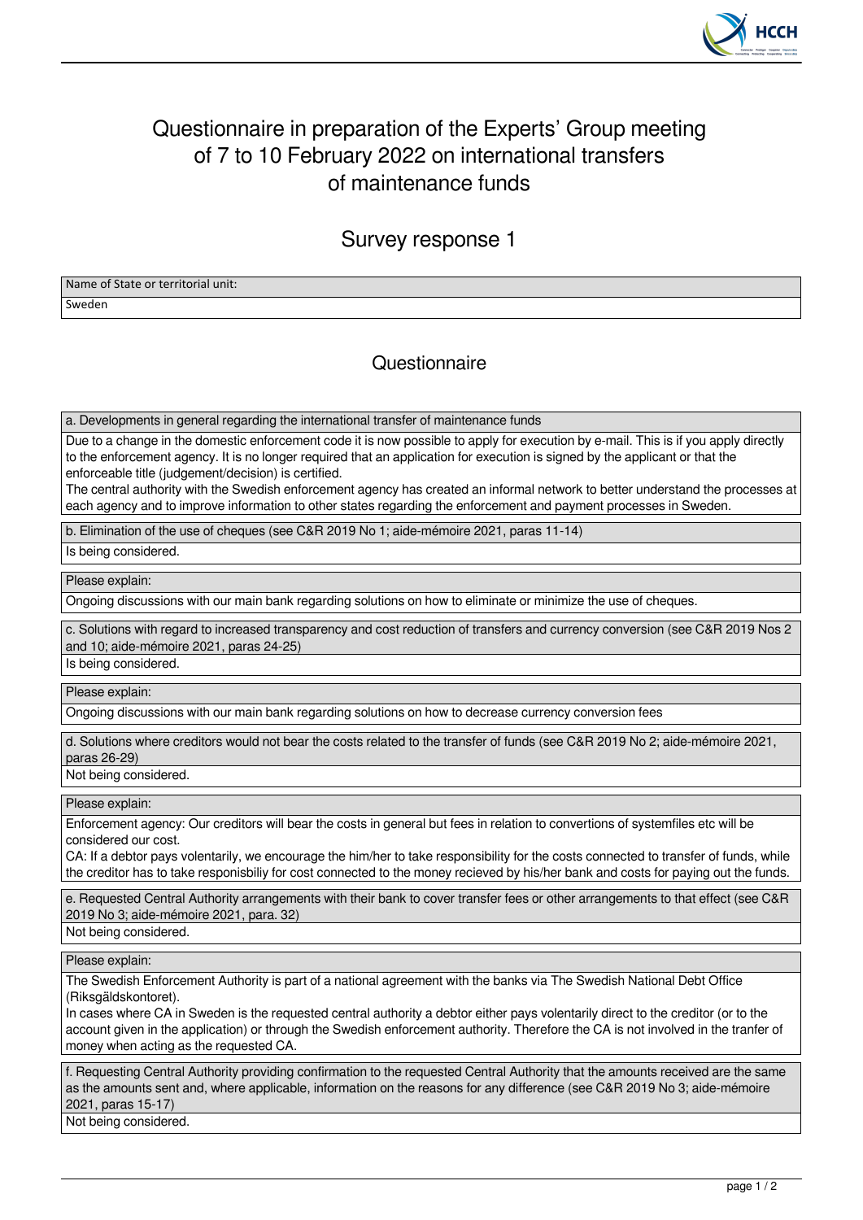# Questionnaire in preparation of the Experts' Group meeting of 7 to 10 February 2022 on international transfers of maintenance funds

## Survey response 1

| Name of State or territorial unit: |
| --- |
| Sweden |

## Questionnaire

**a. Developments in general regarding the international transfer of maintenance funds**

Due to a change in the domestic enforcement code it is now possible to apply for execution by e-mail. This is if you apply directly to the enforcement agency. It is no longer required that an application for execution is signed by the applicant or that the enforceable title (judgement/decision) is certified.
The central authority with the Swedish enforcement agency has created an informal network to better understand the processes at each agency and to improve information to other states regarding the enforcement and payment processes in Sweden.

**b. Elimination of the use of cheques (see C&R 2019 No 1; aide-mémoire 2021, paras 11-14)**

Is being considered.

**Please explain:**

Ongoing discussions with our main bank regarding solutions on how to eliminate or minimize the use of cheques.

**c. Solutions with regard to increased transparency and cost reduction of transfers and currency conversion (see C&R 2019 Nos 2 and 10; aide-mémoire 2021, paras 24-25)**

Is being considered.

**Please explain:**

Ongoing discussions with our main bank regarding solutions on how to decrease currency conversion fees

**d. Solutions where creditors would not bear the costs related to the transfer of funds (see C&R 2019 No 2; aide-mémoire 2021, paras 26-29)**

Not being considered.

**Please explain:**

Enforcement agency: Our creditors will bear the costs in general but fees in relation to convertions of systemfiles etc will be considered our cost.
CA: If a debtor pays volentarily, we encourage the him/her to take responsibility for the costs connected to transfer of funds, while the creditor has to take responisbiliy for cost connected to the money recieved by his/her bank and costs for paying out the funds.

**e. Requested Central Authority arrangements with their bank to cover transfer fees or other arrangements to that effect (see C&R 2019 No 3; aide-mémoire 2021, para. 32)**

Not being considered.

**Please explain:**

The Swedish Enforcement Authority is part of a national agreement with the banks via The Swedish National Debt Office (Riksgäldskontoret).
In cases where CA in Sweden is the requested central authority a debtor either pays volentarily direct to the creditor (or to the account given in the application) or through the Swedish enforcement authority. Therefore the CA is not involved in the tranfer of money when acting as the requested CA.

**f. Requesting Central Authority providing confirmation to the requested Central Authority that the amounts received are the same as the amounts sent and, where applicable, information on the reasons for any difference (see C&R 2019 No 3; aide-mémoire 2021, paras 15-17)**

Not being considered.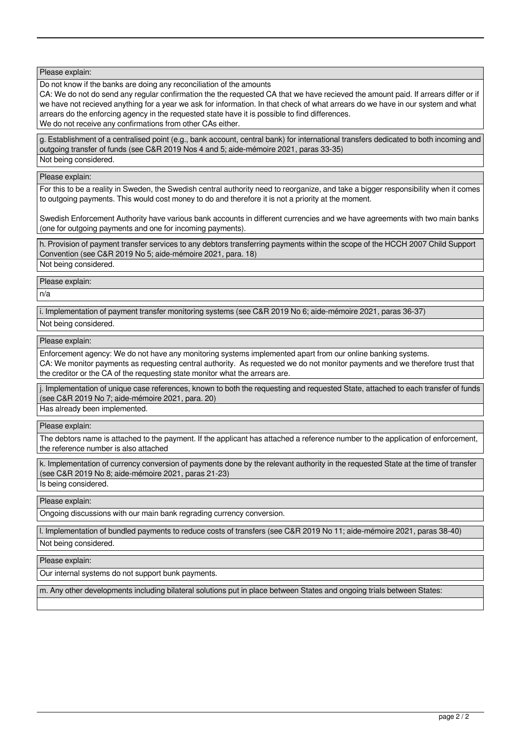Please explain:

Do not know if the banks are doing any reconciliation of the amounts
CA: We do not do send any regular confirmation the the requested CA that we have recieved the amount paid. If arrears differ or if we have not recieved anything for a year we ask for information. In that check of what arrears do we have in our system and what arrears do the enforcing agency in the requested state have it is possible to find differences.
We do not receive any confirmations from other CAs either.

g. Establishment of a centralised point (e.g., bank account, central bank) for international transfers dedicated to both incoming and outgoing transfer of funds (see C&R 2019 Nos 4 and 5; aide-mémoire 2021, paras 33-35)

Not being considered.

Please explain:

For this to be a reality in Sweden, the Swedish central authority need to reorganize, and take a bigger responsibility when it comes to outgoing payments. This would cost money to do and therefore it is not a priority at the moment.

Swedish Enforcement Authority have various bank accounts in different currencies and we have agreements with two main banks (one for outgoing payments and one for incoming payments).

h. Provision of payment transfer services to any debtors transferring payments within the scope of the HCCH 2007 Child Support Convention (see C&R 2019 No 5; aide-mémoire 2021, para. 18)

Not being considered.

Please explain:

n/a

i. Implementation of payment transfer monitoring systems (see C&R 2019 No 6; aide-mémoire 2021, paras 36-37)

Not being considered.

Please explain:

Enforcement agency: We do not have any monitoring systems implemented apart from our online banking systems.
CA: We monitor payments as requesting central authority. As requested we do not monitor payments and we therefore trust that the creditor or the CA of the requesting state monitor what the arrears are.

j. Implementation of unique case references, known to both the requesting and requested State, attached to each transfer of funds (see C&R 2019 No 7; aide-mémoire 2021, para. 20)

Has already been implemented.

Please explain:

The debtors name is attached to the payment. If the applicant has attached a reference number to the application of enforcement, the reference number is also attached

k. Implementation of currency conversion of payments done by the relevant authority in the requested State at the time of transfer (see C&R 2019 No 8; aide-mémoire 2021, paras 21-23)

Is being considered.

Please explain:

Ongoing discussions with our main bank regrading currency conversion.

l. Implementation of bundled payments to reduce costs of transfers (see C&R 2019 No 11; aide-mémoire 2021, paras 38-40)

Not being considered.

Please explain:

Our internal systems do not support bunk payments.

m. Any other developments including bilateral solutions put in place between States and ongoing trials between States: